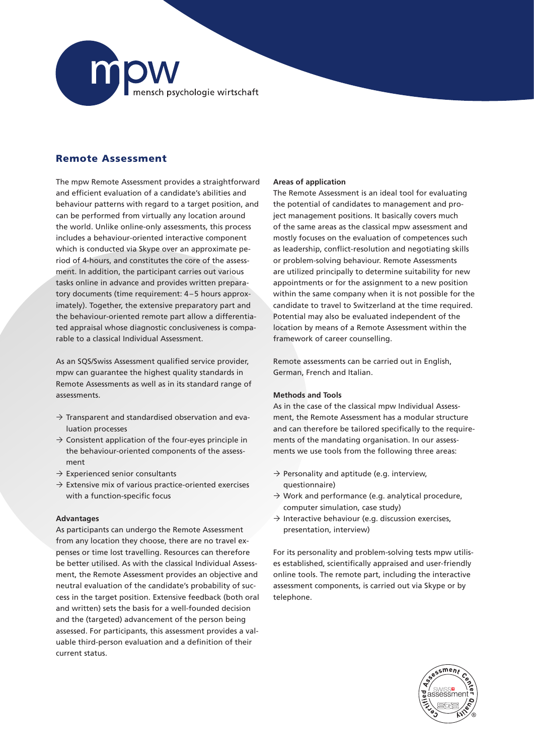mpw

mensch psychologie wirtschaft

## Remote Assessment

The mpw Remote Assessment provides a straightforward and efficient evaluation of a candidate's abilities and behaviour patterns with regard to a target position, and can be performed from virtually any location around the world. Unlike online-only assessments, this process includes a behaviour-oriented interactive component which is conducted via Skype over an approximate period of 4-hours, and constitutes the core of the assessment. In addition, the participant carries out various tasks online in advance and provides written preparatory documents (time requirement: 4–5 hours approximately). Together, the extensive preparatory part and the behaviour-oriented remote part allow a differentiated appraisal whose diagnostic conclusiveness is comparable to a classical Individual Assessment.

As an SQS/Swiss Assessment qualified service provider, mpw can guarantee the highest quality standards in Remote Assessments as well as in its standard range of assessments.

- → Transparent and standardised observation and evaluation processes
- → Consistent application of the four-eyes principle in the behaviour-oriented components of the assessment
- → Experienced senior consultants
- → Extensive mix of various practice-oriented exercises with a function-specific focus

**Advantages**

As participants can undergo the Remote Assessment from any location they choose, there are no travel expenses or time lost travelling. Resources can therefore be better utilised. As with the classical Individual Assessment, the Remote Assessment provides an objective and neutral evaluation of the candidate's probability of success in the target position. Extensive feedback (both oral and written) sets the basis for a well-founded decision and the (targeted) advancement of the person being assessed. For participants, this assessment provides a valuable third-person evaluation and a definition of their current status.

**Areas of application**

The Remote Assessment is an ideal tool for evaluating the potential of candidates to management and project management positions. It basically covers much of the same areas as the classical mpw assessment and mostly focuses on the evaluation of competences such as leadership, conflict-resolution and negotiating skills or problem-solving behaviour. Remote Assessments are utilized principally to determine suitability for new appointments or for the assignment to a new position within the same company when it is not possible for the candidate to travel to Switzerland at the time required. Potential may also be evaluated independent of the location by means of a Remote Assessment within the framework of career counselling.

Remote assessments can be carried out in English, German, French and Italian.

**Methods and Tools**

As in the case of the classical mpw Individual Assessment, the Remote Assessment has a modular structure and can therefore be tailored specifically to the requirements of the mandating organisation. In our assessments we use tools from the following three areas:

- → Personality and aptitude (e.g. interview, questionnaire)
- → Work and performance (e.g. analytical procedure, computer simulation, case study)
- → Interactive behaviour (e.g. discussion exercises, presentation, interview)

For its personality and problem-solving tests mpw utilises established, scientifically appraised and user-friendly online tools. The remote part, including the interactive assessment components, is carried out via Skype or by telephone.

Certified Assessment Center Quality – swiss assessment – SQS ®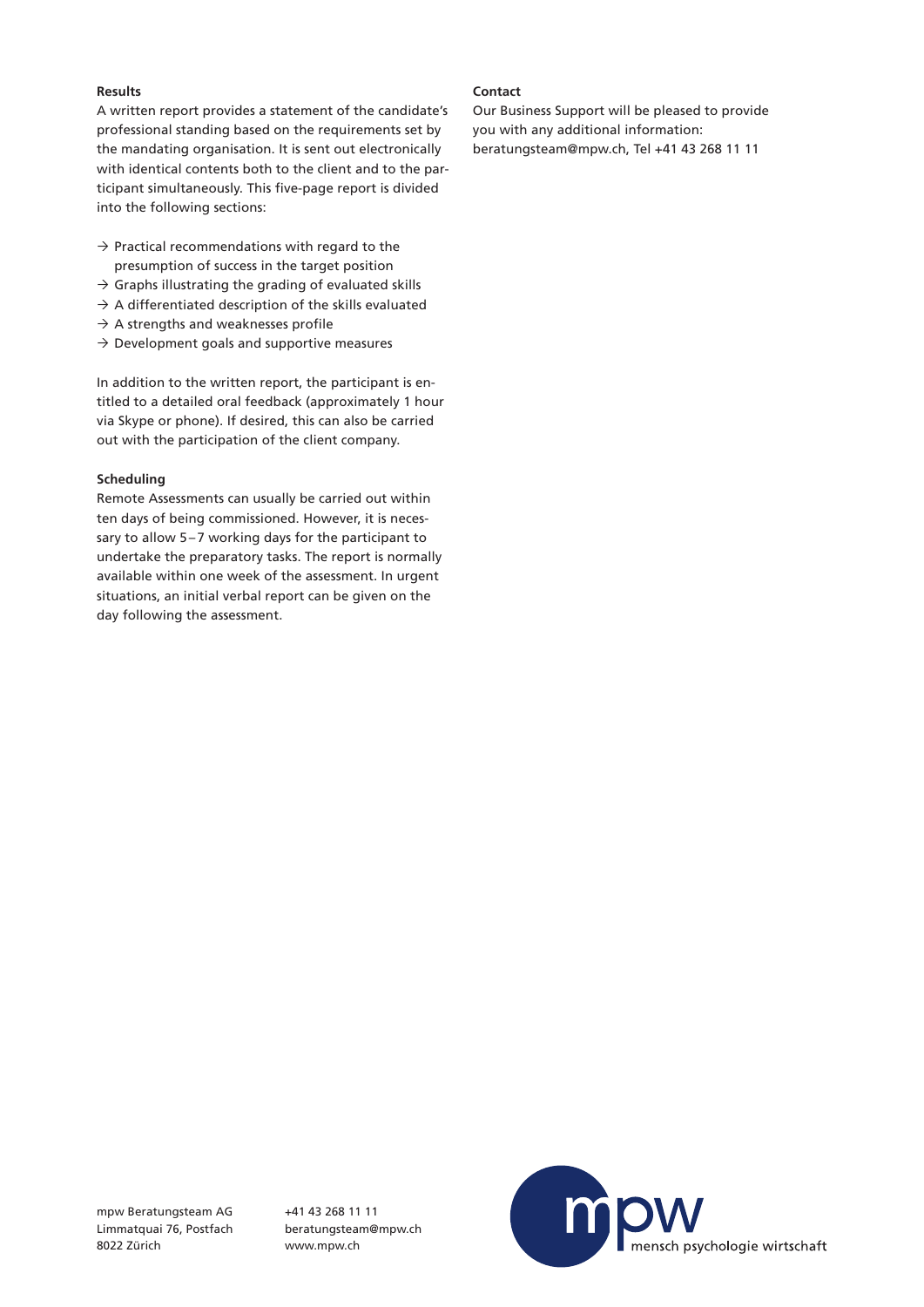**Results**

A written report provides a statement of the candidate's professional standing based on the requirements set by the mandating organisation. It is sent out electronically with identical contents both to the client and to the participant simultaneously. This five-page report is divided into the following sections:

- → Practical recommendations with regard to the presumption of success in the target position
- → Graphs illustrating the grading of evaluated skills
- → A differentiated description of the skills evaluated
- → A strengths and weaknesses profile
- → Development goals and supportive measures

In addition to the written report, the participant is entitled to a detailed oral feedback (approximately 1 hour via Skype or phone). If desired, this can also be carried out with the participation of the client company.

**Scheduling**

Remote Assessments can usually be carried out within ten days of being commissioned. However, it is necessary to allow 5–7 working days for the participant to undertake the preparatory tasks. The report is normally available within one week of the assessment. In urgent situations, an initial verbal report can be given on the day following the assessment.

**Contact**

Our Business Support will be pleased to provide you with any additional information:
beratungsteam@mpw.ch, Tel +41 43 268 11 11

mpw Beratungsteam AG
Limmatquai 76, Postfach
8022 Zürich

+41 43 268 11 11
beratungsteam@mpw.ch
www.mpw.ch

mpw mensch psychologie wirtschaft